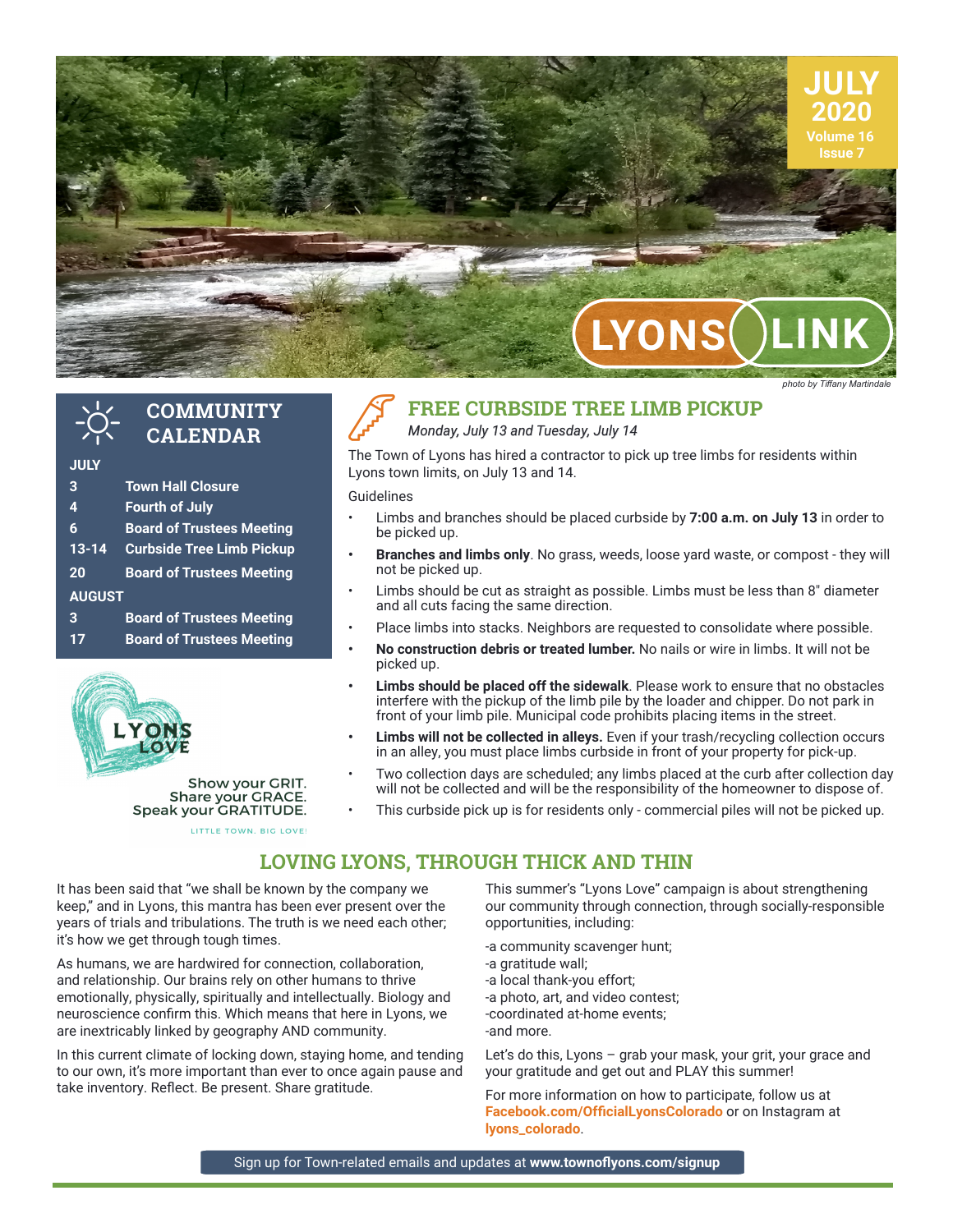# LYONS LINK

**JULY 2020**
**Volume 16 Issue 7**

*photo by Tiffany Martindale*

## COMMUNITY CALENDAR

| | |
|---|---|
| **JULY** | |
| 3 | Town Hall Closure |
| 4 | Fourth of July |
| 6 | Board of Trustees Meeting |
| 13-14 | Curbside Tree Limb Pickup |
| 20 | Board of Trustees Meeting |
| **AUGUST** | |
| 3 | Board of Trustees Meeting |
| 17 | Board of Trustees Meeting |

LYONS LOVE

Show your GRIT.
Share your GRACE.
Speak your GRATITUDE.

LITTLE TOWN. BIG LOVE!

## FREE CURBSIDE TREE LIMB PICKUP

*Monday, July 13 and Tuesday, July 14*

The Town of Lyons has hired a contractor to pick up tree limbs for residents within Lyons town limits, on July 13 and 14.

Guidelines

- Limbs and branches should be placed curbside by **7:00 a.m. on July 13** in order to be picked up.
- **Branches and limbs only**. No grass, weeds, loose yard waste, or compost - they will not be picked up.
- Limbs should be cut as straight as possible. Limbs must be less than 8" diameter and all cuts facing the same direction.
- Place limbs into stacks. Neighbors are requested to consolidate where possible.
- **No construction debris or treated lumber.** No nails or wire in limbs. It will not be picked up.
- **Limbs should be placed off the sidewalk**. Please work to ensure that no obstacles interfere with the pickup of the limb pile by the loader and chipper. Do not park in front of your limb pile. Municipal code prohibits placing items in the street.
- **Limbs will not be collected in alleys.** Even if your trash/recycling collection occurs in an alley, you must place limbs curbside in front of your property for pick-up.
- Two collection days are scheduled; any limbs placed at the curb after collection day will not be collected and will be the responsibility of the homeowner to dispose of.
- This curbside pick up is for residents only - commercial piles will not be picked up.

## LOVING LYONS, THROUGH THICK AND THIN

It has been said that "we shall be known by the company we keep," and in Lyons, this mantra has been ever present over the years of trials and tribulations. The truth is we need each other; it's how we get through tough times.

As humans, we are hardwired for connection, collaboration, and relationship. Our brains rely on other humans to thrive emotionally, physically, spiritually and intellectually. Biology and neuroscience confirm this. Which means that here in Lyons, we are inextricably linked by geography AND community.

In this current climate of locking down, staying home, and tending to our own, it's more important than ever to once again pause and take inventory. Reflect. Be present. Share gratitude.

This summer's "Lyons Love" campaign is about strengthening our community through connection, through socially-responsible opportunities, including:

-a community scavenger hunt;
-a gratitude wall;
-a local thank-you effort;
-a photo, art, and video contest;
-coordinated at-home events;
-and more.

Let's do this, Lyons – grab your mask, your grit, your grace and your gratitude and get out and PLAY this summer!

For more information on how to participate, follow us at **Facebook.com/OfficialLyonsColorado** or on Instagram at **lyons_colorado**.

Sign up for Town-related emails and updates at **www.townoflyons.com/signup**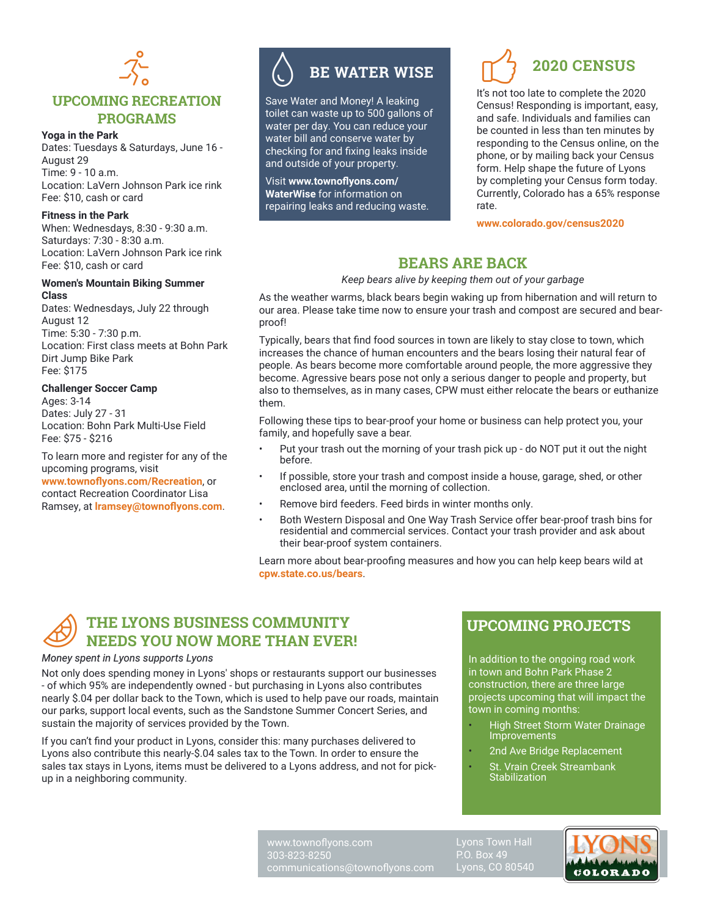## UPCOMING RECREATION PROGRAMS

**Yoga in the Park**
Dates: Tuesdays & Saturdays, June 16 - August 29
Time: 9 - 10 a.m.
Location: LaVern Johnson Park ice rink
Fee: $10, cash or card

**Fitness in the Park**
When: Wednesdays, 8:30 - 9:30 a.m.
Saturdays: 7:30 - 8:30 a.m.
Location: LaVern Johnson Park ice rink
Fee: $10, cash or card

**Women's Mountain Biking Summer Class**
Dates: Wednesdays, July 22 through August 12
Time: 5:30 - 7:30 p.m.
Location: First class meets at Bohn Park Dirt Jump Bike Park
Fee: $175

**Challenger Soccer Camp**
Ages: 3-14
Dates: July 27 - 31
Location: Bohn Park Multi-Use Field
Fee: $75 - $216

To learn more and register for any of the upcoming programs, visit **www.townoflyons.com/Recreation**, or contact Recreation Coordinator Lisa Ramsey, at **lramsey@townoflyons.com**.

## BE WATER WISE

Save Water and Money! A leaking toilet can waste up to 500 gallons of water per day. You can reduce your water bill and conserve water by checking for and fixing leaks inside and outside of your property.

Visit **www.townoflyons.com/WaterWise** for information on repairing leaks and reducing waste.

## 2020 CENSUS

It's not too late to complete the 2020 Census! Responding is important, easy, and safe. Individuals and families can be counted in less than ten minutes by responding to the Census online, on the phone, or by mailing back your Census form. Help shape the future of Lyons by completing your Census form today. Currently, Colorado has a 65% response rate.

**www.colorado.gov/census2020**

## BEARS ARE BACK

*Keep bears alive by keeping them out of your garbage*

As the weather warms, black bears begin waking up from hibernation and will return to our area. Please take time now to ensure your trash and compost are secured and bear-proof!

Typically, bears that find food sources in town are likely to stay close to town, which increases the chance of human encounters and the bears losing their natural fear of people. As bears become more comfortable around people, the more aggressive they become. Agressive bears pose not only a serious danger to people and property, but also to themselves, as in many cases, CPW must either relocate the bears or euthanize them.

Following these tips to bear-proof your home or business can help protect you, your family, and hopefully save a bear.

- Put your trash out the morning of your trash pick up - do NOT put it out the night before.
- If possible, store your trash and compost inside a house, garage, shed, or other enclosed area, until the morning of collection.
- Remove bird feeders. Feed birds in winter months only.
- Both Western Disposal and One Way Trash Service offer bear-proof trash bins for residential and commercial services. Contact your trash provider and ask about their bear-proof system containers.

Learn more about bear-proofing measures and how you can help keep bears wild at **cpw.state.co.us/bears**.

## THE LYONS BUSINESS COMMUNITY NEEDS YOU NOW MORE THAN EVER!

*Money spent in Lyons supports Lyons*

Not only does spending money in Lyons' shops or restaurants support our businesses - of which 95% are independently owned - but purchasing in Lyons also contributes nearly $.04 per dollar back to the Town, which is used to help pave our roads, maintain our parks, support local events, such as the Sandstone Summer Concert Series, and sustain the majority of services provided by the Town.

If you can't find your product in Lyons, consider this: many purchases delivered to Lyons also contribute this nearly-$.04 sales tax to the Town. In order to ensure the sales tax stays in Lyons, items must be delivered to a Lyons address, and not for pick-up in a neighboring community.

## UPCOMING PROJECTS

In addition to the ongoing road work in town and Bohn Park Phase 2 construction, there are three large projects upcoming that will impact the town in coming months:

- High Street Storm Water Drainage Improvements
- 2nd Ave Bridge Replacement
- St. Vrain Creek Streambank Stabilization

www.townoflyons.com
303-823-8250
communications@townoflyons.com

Lyons Town Hall
P.O. Box 49
Lyons, CO 80540

LYONS COLORADO